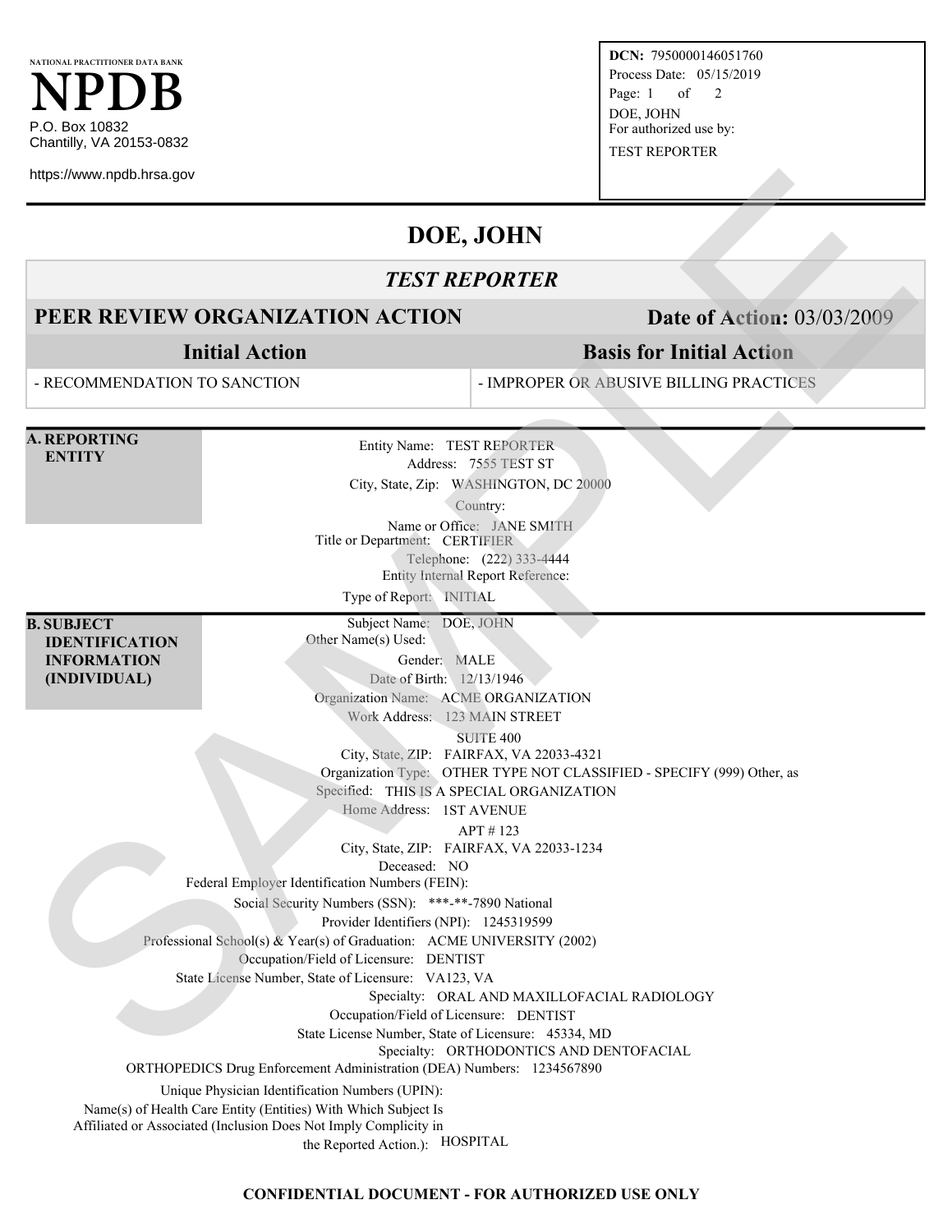NATIONAL PRACTITIONER DATA BANK

# NPDB

P.O. Box 10832
Chantilly, VA 20153-0832

https://www.npdb.hrsa.gov

**DCN:** 7950000146051760
Process Date: 05/15/2019
Page: 1 of 2
DOE, JOHN
For authorized use by:
TEST REPORTER

# DOE, JOHN

## *TEST REPORTER*

## PEER REVIEW ORGANIZATION ACTION — Date of Action: 03/03/2009

| Initial Action | Basis for Initial Action |
| --- | --- |
| - RECOMMENDATION TO SANCTION | - IMPROPER OR ABUSIVE BILLING PRACTICES |

### A. REPORTING ENTITY

Entity Name: TEST REPORTER
Address: 7555 TEST ST
City, State, Zip: WASHINGTON, DC 20000
Country:
Name or Office: JANE SMITH
Title or Department: CERTIFIER
Telephone: (222) 333-4444
Entity Internal Report Reference:
Type of Report: INITIAL

### B. SUBJECT IDENTIFICATION INFORMATION (INDIVIDUAL)

Subject Name: DOE, JOHN
Other Name(s) Used:
Gender: MALE
Date of Birth: 12/13/1946
Organization Name: ACME ORGANIZATION
Work Address: 123 MAIN STREET
SUITE 400
City, State, ZIP: FAIRFAX, VA 22033-4321
Organization Type: OTHER TYPE NOT CLASSIFIED - SPECIFY (999) Other, as Specified: THIS IS A SPECIAL ORGANIZATION
Home Address: 1ST AVENUE
APT # 123
City, State, ZIP: FAIRFAX, VA 22033-1234
Deceased: NO
Federal Employer Identification Numbers (FEIN):
Social Security Numbers (SSN): \*\*\*-\*\*-7890
National Provider Identifiers (NPI): 1245319599
Professional School(s) & Year(s) of Graduation: ACME UNIVERSITY (2002)
Occupation/Field of Licensure: DENTIST
State License Number, State of Licensure: VA123, VA
Specialty: ORAL AND MAXILLOFACIAL RADIOLOGY
Occupation/Field of Licensure: DENTIST
State License Number, State of Licensure: 45334, MD
Specialty: ORTHODONTICS AND DENTOFACIAL ORTHOPEDICS
Drug Enforcement Administration (DEA) Numbers: 1234567890
Unique Physician Identification Numbers (UPIN):
Name(s) of Health Care Entity (Entities) With Which Subject Is Affiliated or Associated (Inclusion Does Not Imply Complicity in the Reported Action.): HOSPITAL

**CONFIDENTIAL DOCUMENT - FOR AUTHORIZED USE ONLY**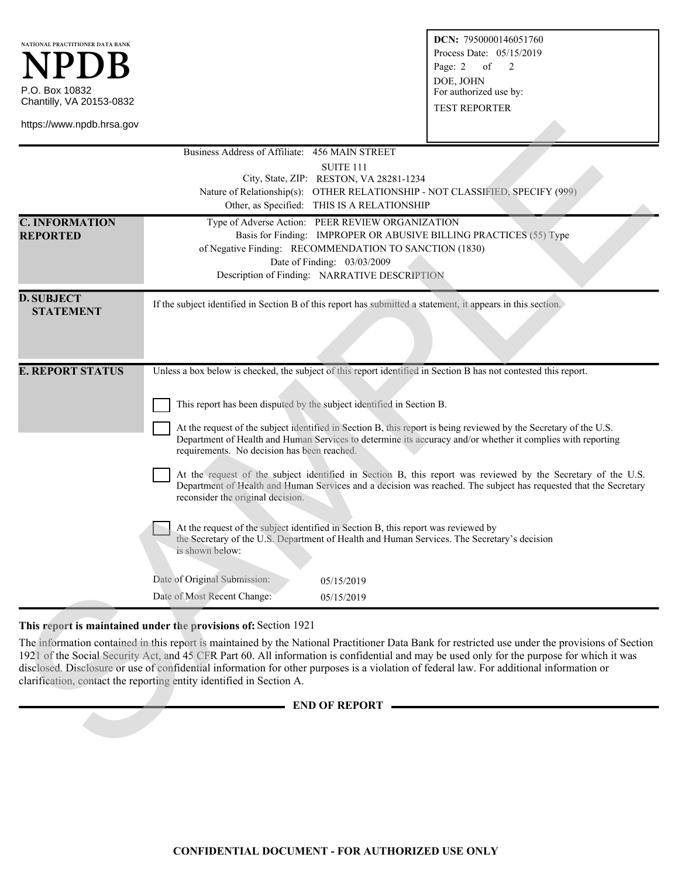**NATIONAL PRACTITIONER DATA BANK**

# NPDB

P.O. Box 10832
Chantilly, VA 20153-0832

https://www.npdb.hrsa.gov

**DCN:** 7950000146051760
Process Date: 05/15/2019
DOE, JOHN
For authorized use by:
TEST REPORTER

Business Address of Affiliate: 456 MAIN STREET
SUITE 111
City, State, ZIP: RESTON, VA 28281-1234
Nature of Relationship(s): OTHER RELATIONSHIP - NOT CLASSIFIED, SPECIFY (999)
Other, as Specified: THIS IS A RELATIONSHIP

## C. INFORMATION REPORTED

Type of Adverse Action: PEER REVIEW ORGANIZATION
Basis for Finding: IMPROPER OR ABUSIVE BILLING PRACTICES (55)
Type of Negative Finding: RECOMMENDATION TO SANCTION (1830)
Date of Finding: 03/03/2009
Description of Finding: NARRATIVE DESCRIPTION

## D. SUBJECT STATEMENT

If the subject identified in Section B of this report has submitted a statement, it appears in this section.

## E. REPORT STATUS

Unless a box below is checked, the subject of this report identified in Section B has not contested this report.

- [ ] This report has been disputed by the subject identified in Section B.
- [ ] At the request of the subject identified in Section B, this report is being reviewed by the Secretary of the U.S. Department of Health and Human Services to determine its accuracy and/or whether it complies with reporting requirements. No decision has been reached.
- [ ] At the request of the subject identified in Section B, this report was reviewed by the Secretary of the U.S. Department of Health and Human Services and a decision was reached. The subject has requested that the Secretary reconsider the original decision.
- [ ] At the request of the subject identified in Section B, this report was reviewed by the Secretary of the U.S. Department of Health and Human Services. The Secretary's decision is shown below:

Date of Original Submission: 05/15/2019
Date of Most Recent Change: 05/15/2019

**This report is maintained under the provisions of:** Section 1921

The information contained in this report is maintained by the National Practitioner Data Bank for restricted use under the provisions of Section 1921 of the Social Security Act, and 45 CFR Part 60. All information is confidential and may be used only for the purpose for which it was disclosed. Disclosure or use of confidential information for other purposes is a violation of federal law. For additional information or clarification, contact the reporting entity identified in Section A.

**END OF REPORT**

**CONFIDENTIAL DOCUMENT - FOR AUTHORIZED USE ONLY**